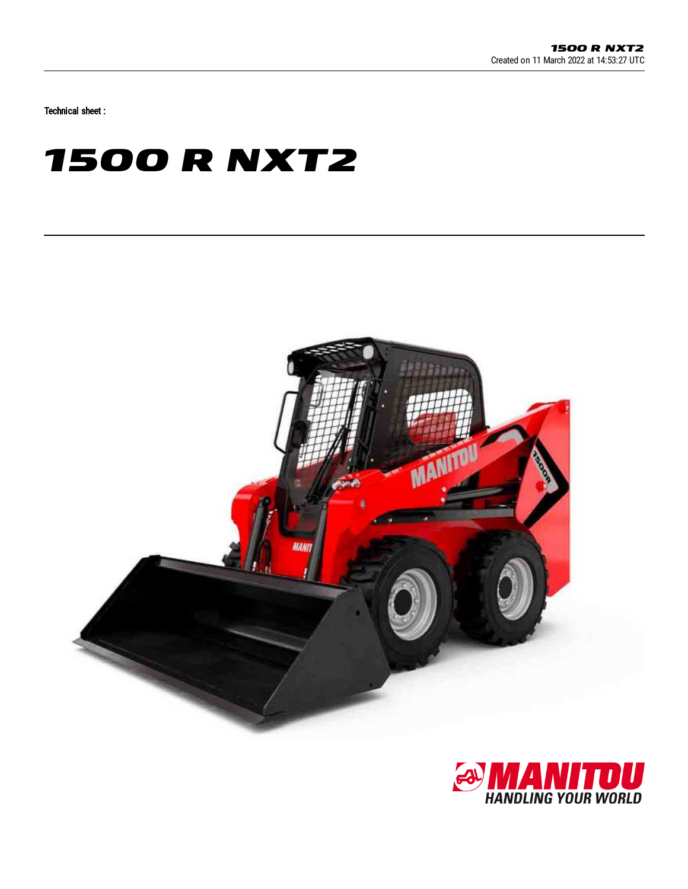**1500 R NXT2**
Created on 11 March 2022 at 14:53:27 UTC

Technical sheet :

# 1500 R NXT2

MANITOU
HANDLING YOUR WORLD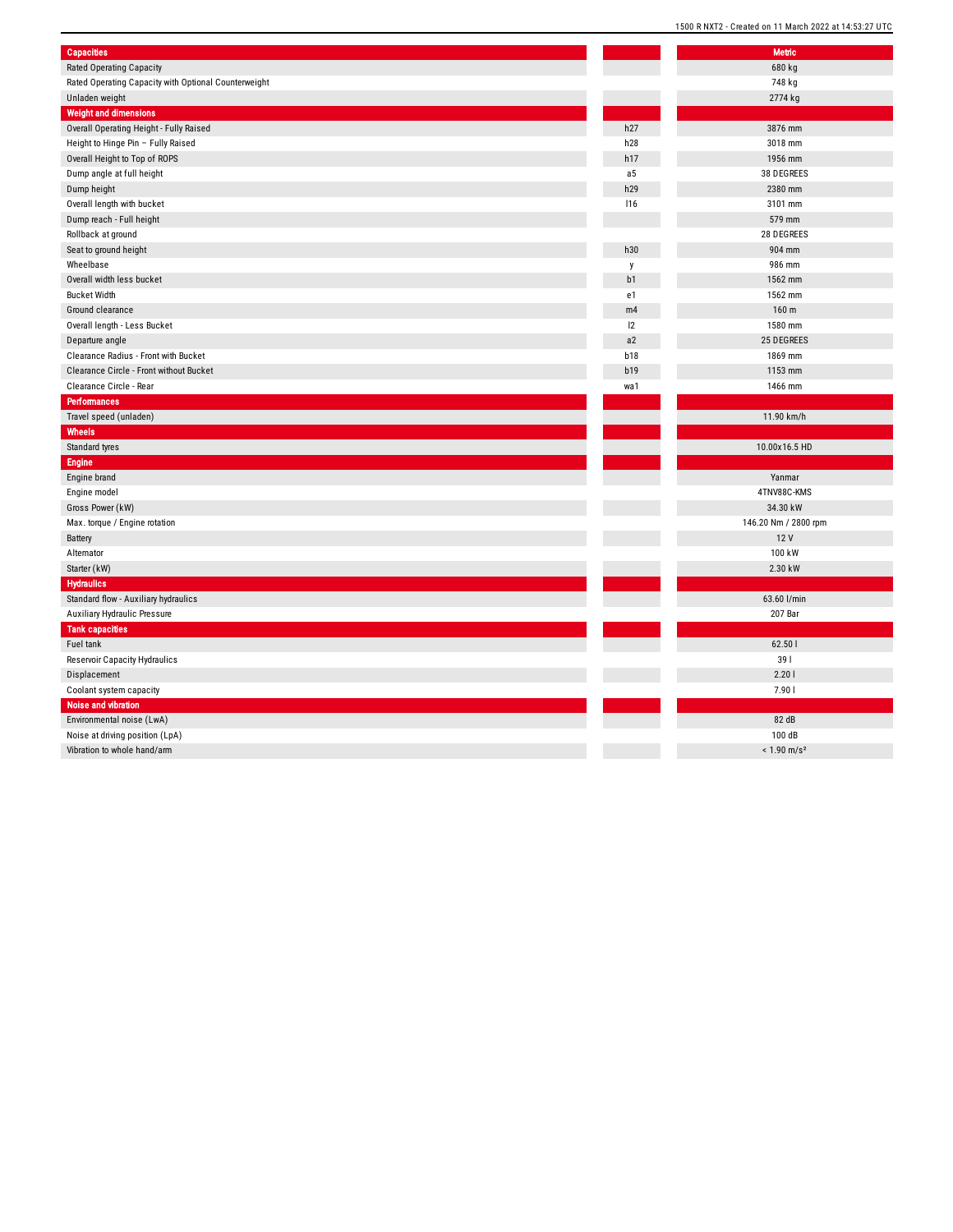| Capacities | | Metric |
| --- | --- | --- |
| Rated Operating Capacity | | 680 kg |
| Rated Operating Capacity with Optional Counterweight | | 748 kg |
| Unladen weight | | 2774 kg |
| **Weight and dimensions** | | |
| Overall Operating Height - Fully Raised | h27 | 3876 mm |
| Height to Hinge Pin – Fully Raised | h28 | 3018 mm |
| Overall Height to Top of ROPS | h17 | 1956 mm |
| Dump angle at full height | a5 | 38 DEGREES |
| Dump height | h29 | 2380 mm |
| Overall length with bucket | l16 | 3101 mm |
| Dump reach - Full height | | 579 mm |
| Rollback at ground | | 28 DEGREES |
| Seat to ground height | h30 | 904 mm |
| Wheelbase | y | 986 mm |
| Overall width less bucket | b1 | 1562 mm |
| Bucket Width | e1 | 1562 mm |
| Ground clearance | m4 | 160 m |
| Overall length - Less Bucket | l2 | 1580 mm |
| Departure angle | a2 | 25 DEGREES |
| Clearance Radius - Front with Bucket | b18 | 1869 mm |
| Clearance Circle - Front without Bucket | b19 | 1153 mm |
| Clearance Circle - Rear | wa1 | 1466 mm |
| **Performances** | | |
| Travel speed (unladen) | | 11.90 km/h |
| **Wheels** | | |
| Standard tyres | | 10.00x16.5 HD |
| **Engine** | | |
| Engine brand | | Yanmar |
| Engine model | | 4TNV88C-KMS |
| Gross Power (kW) | | 34.30 kW |
| Max. torque / Engine rotation | | 146.20 Nm / 2800 rpm |
| Battery | | 12 V |
| Alternator | | 100 kW |
| Starter (kW) | | 2.30 kW |
| **Hydraulics** | | |
| Standard flow - Auxiliary hydraulics | | 63.60 l/min |
| Auxiliary Hydraulic Pressure | | 207 Bar |
| **Tank capacities** | | |
| Fuel tank | | 62.50 l |
| Reservoir Capacity Hydraulics | | 39 l |
| Displacement | | 2.20 l |
| Coolant system capacity | | 7.90 l |
| **Noise and vibration** | | |
| Environmental noise (LwA) | | 82 dB |
| Noise at driving position (LpA) | | 100 dB |
| Vibration to whole hand/arm | | < 1.90 m/s² |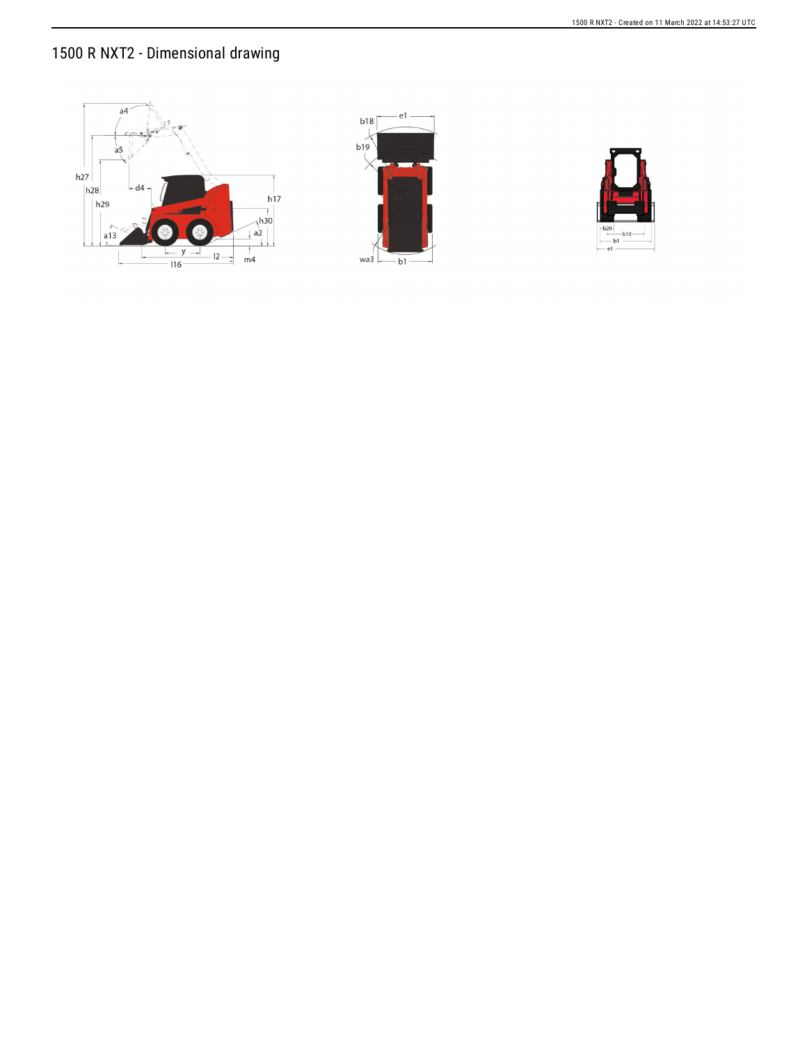# 1500 R NXT2 - Dimensional drawing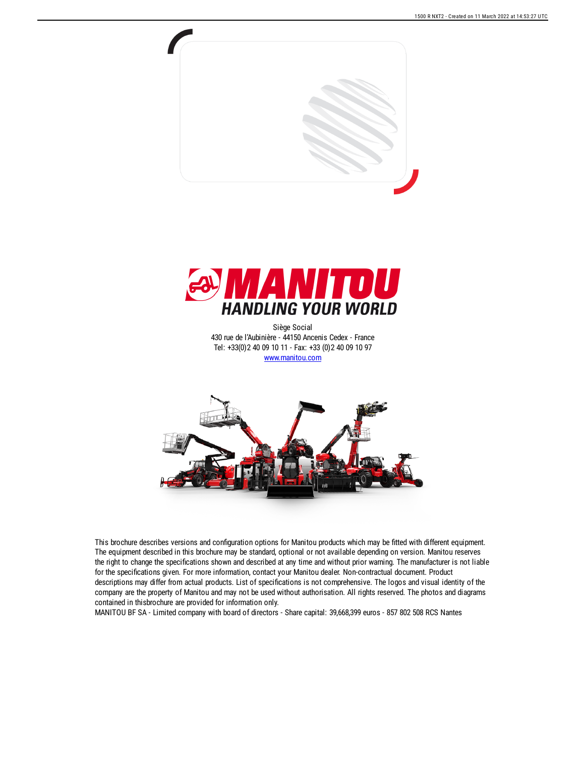MANITOU

HANDLING YOUR WORLD

Siège Social
430 rue de l'Aubinière - 44150 Ancenis Cedex - France
Tel: +33(0)2 40 09 10 11 - Fax: +33 (0)2 40 09 10 97
www.manitou.com

This brochure describes versions and configuration options for Manitou products which may be fitted with different equipment. The equipment described in this brochure may be standard, optional or not available depending on version. Manitou reserves the right to change the specifications shown and described at any time and without prior warning. The manufacturer is not liable for the specifications given. For more information, contact your Manitou dealer. Non-contractual document. Product descriptions may differ from actual products. List of specifications is not comprehensive. The logos and visual identity of the company are the property of Manitou and may not be used without authorisation. All rights reserved. The photos and diagrams contained in thisbrochure are provided for information only.
MANITOU BF SA - Limited company with board of directors - Share capital: 39,668,399 euros - 857 802 508 RCS Nantes